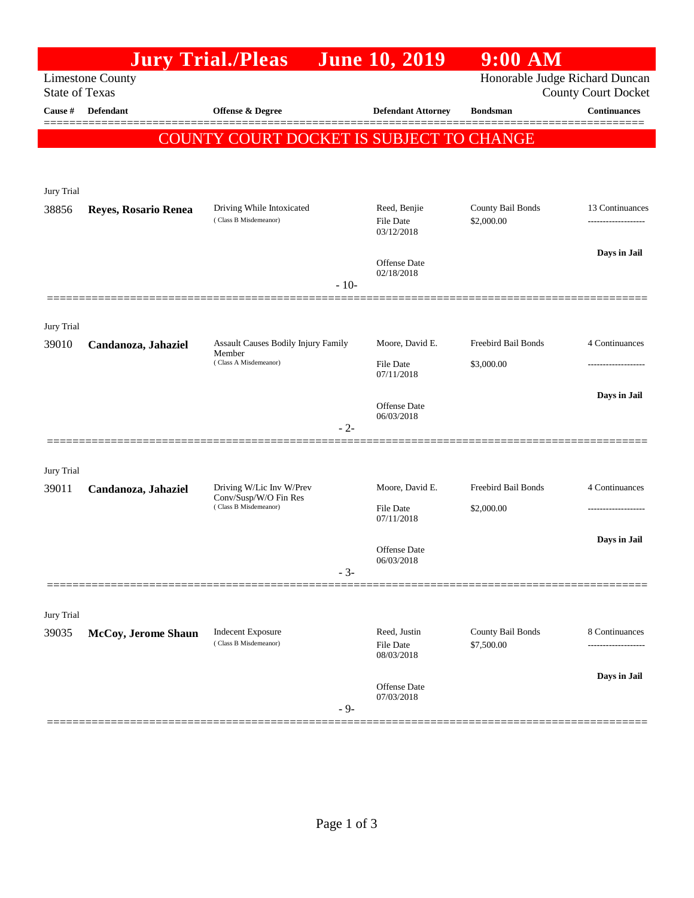# Jury Trial./Pleas June 10, 2019 9:00 AM

Limestone County
State of Texas

Honorable Judge Richard Duncan
County Court Docket

## COUNTY COURT DOCKET IS SUBJECT TO CHANGE

| Cause # | Defendant | Offense & Degree | Defendant Attorney | Bondsman | Continuances |
|---|---|---|---|---|---|
| Jury Trial | | | | | |
| 38856 | **Reyes, Rosario Renea** | Driving While Intoxicated (Class B Misdemeanor) | Reed, Benjie<br>File Date 03/12/2018<br>Offense Date 02/18/2018 | County Bail Bonds<br>$2,000.00 | 13 Continuances<br>-------------------<br>**Days in Jail**<br>- 10- |
| Jury Trial | | | | | |
| 39010 | **Candanoza, Jahaziel** | Assault Causes Bodily Injury Family Member (Class A Misdemeanor) | Moore, David E.<br>File Date 07/11/2018<br>Offense Date 06/03/2018 | Freebird Bail Bonds<br>$3,000.00 | 4 Continuances<br>-------------------<br>**Days in Jail**<br>- 2- |
| Jury Trial | | | | | |
| 39011 | **Candanoza, Jahaziel** | Driving W/Lic Inv W/Prev Conv/Susp/W/O Fin Res (Class B Misdemeanor) | Moore, David E.<br>File Date 07/11/2018<br>Offense Date 06/03/2018 | Freebird Bail Bonds<br>$2,000.00 | 4 Continuances<br>-------------------<br>**Days in Jail**<br>- 3- |
| Jury Trial | | | | | |
| 39035 | **McCoy, Jerome Shaun** | Indecent Exposure (Class B Misdemeanor) | Reed, Justin<br>File Date 08/03/2018<br>Offense Date 07/03/2018 | County Bail Bonds<br>$7,500.00 | 8 Continuances<br>-------------------<br>**Days in Jail**<br>- 9- |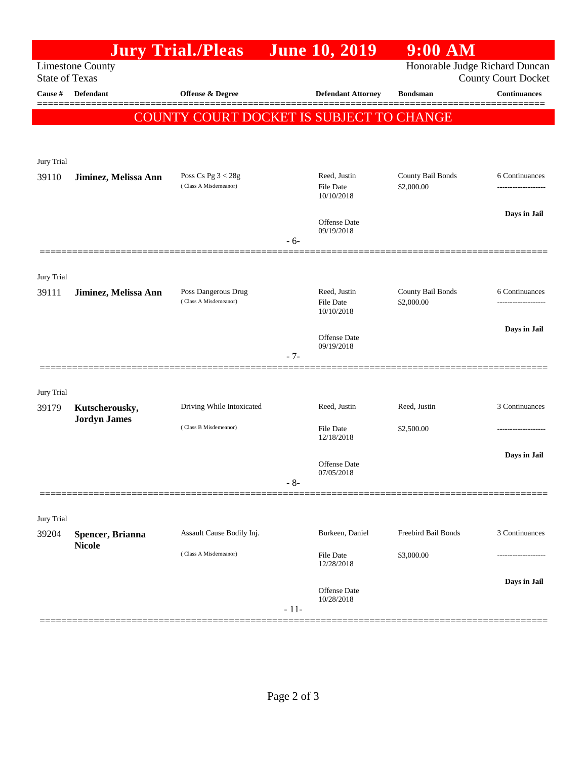# Jury Trial./Pleas June 10, 2019 9:00 AM

Limestone County
State of Texas

Honorable Judge Richard Duncan
County Court Docket

**COUNTY COURT DOCKET IS SUBJECT TO CHANGE**

| Cause # | Defendant | Offense & Degree | Defendant Attorney | Bondsman | Continuances |
|---|---|---|---|---|---|
| Jury Trial | | | | | |
| 39110 | **Jiminez, Melissa Ann** | Poss Cs Pg 3 < 28g (Class A Misdemeanor) | Reed, Justin<br>File Date 10/10/2018<br>Offense Date 09/19/2018 | County Bail Bonds<br>$2,000.00 | 6 Continuances<br>**Days in Jail** |
| | | | - 6- | | |
| Jury Trial | | | | | |
| 39111 | **Jiminez, Melissa Ann** | Poss Dangerous Drug (Class A Misdemeanor) | Reed, Justin<br>File Date 10/10/2018<br>Offense Date 09/19/2018 | County Bail Bonds<br>$2,000.00 | 6 Continuances<br>**Days in Jail** |
| | | | - 7- | | |
| Jury Trial | | | | | |
| 39179 | **Kutscherousky, Jordyn James** | Driving While Intoxicated (Class B Misdemeanor) | Reed, Justin<br>File Date 12/18/2018<br>Offense Date 07/05/2018 | Reed, Justin<br>$2,500.00 | 3 Continuances<br>**Days in Jail** |
| | | | - 8- | | |
| Jury Trial | | | | | |
| 39204 | **Spencer, Brianna Nicole** | Assault Cause Bodily Inj. (Class A Misdemeanor) | Burkeen, Daniel<br>File Date 12/28/2018<br>Offense Date 10/28/2018 | Freebird Bail Bonds<br>$3,000.00 | 3 Continuances<br>**Days in Jail** |
| | | | - 11- | | |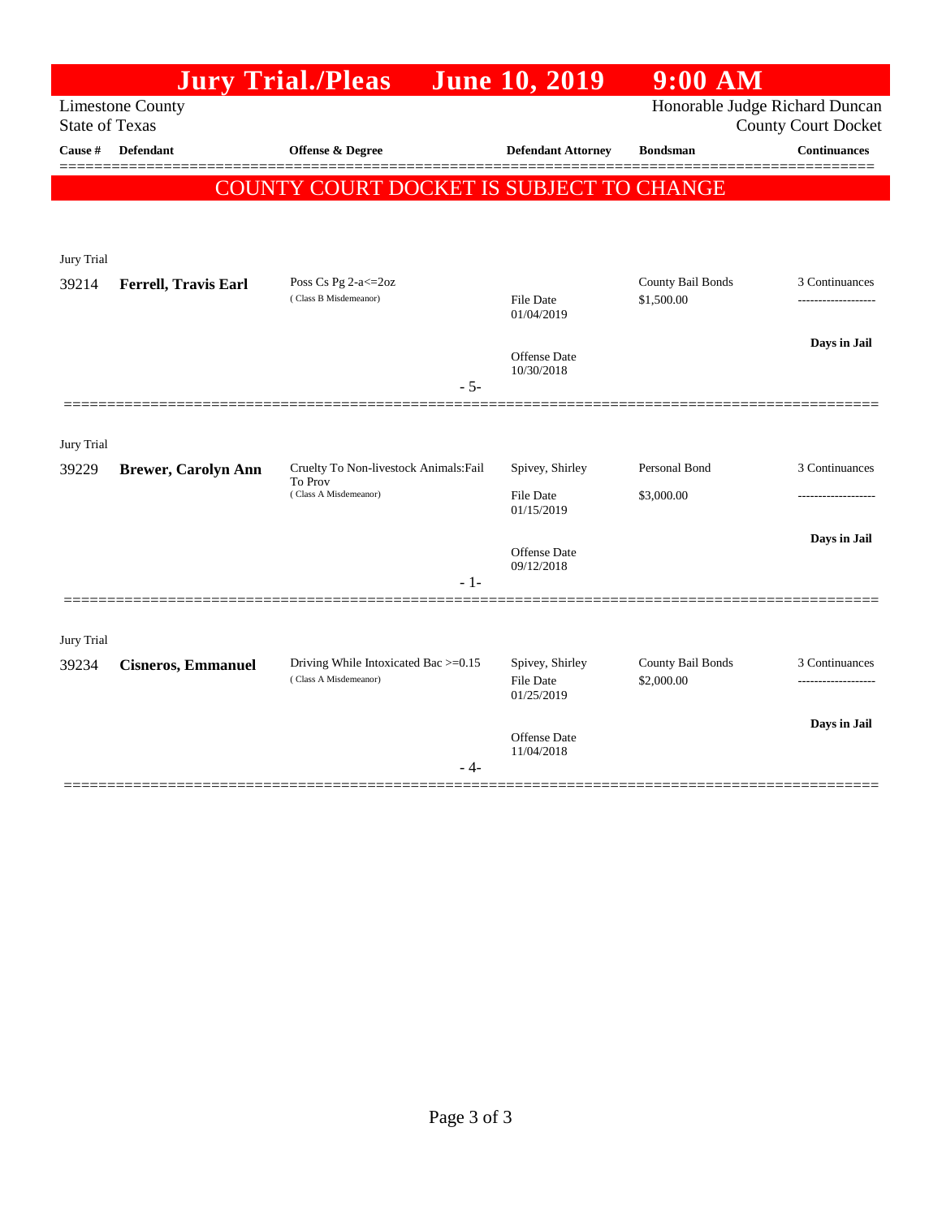# Jury Trial./Pleas June 10, 2019 9:00 AM

Limestone County
State of Texas

Honorable Judge Richard Duncan
County Court Docket

| Cause # | Defendant | Offense & Degree | Defendant Attorney | Bondsman | Continuances |
|---|---|---|---|---|---|

**COUNTY COURT DOCKET IS SUBJECT TO CHANGE**

Jury Trial

| Cause # | Defendant | Offense & Degree | Defendant Attorney | Bondsman | Continuances |
|---|---|---|---|---|---|
| 39214 | **Ferrell, Travis Earl** | Poss Cs Pg 2-a<=2oz ( Class B Misdemeanor) | File Date 01/04/2019 Offense Date 10/30/2018 | County Bail Bonds $1,500.00 | 3 Continuances ------------------- **Days in Jail** |

- 5-

Jury Trial

| Cause # | Defendant | Offense & Degree | Defendant Attorney | Bondsman | Continuances |
|---|---|---|---|---|---|
| 39229 | **Brewer, Carolyn Ann** | Cruelty To Non-livestock Animals:Fail To Prov ( Class A Misdemeanor) | Spivey, Shirley File Date 01/15/2019 Offense Date 09/12/2018 | Personal Bond $3,000.00 | 3 Continuances ------------------- **Days in Jail** |

- 1-

Jury Trial

| Cause # | Defendant | Offense & Degree | Defendant Attorney | Bondsman | Continuances |
|---|---|---|---|---|---|
| 39234 | **Cisneros, Emmanuel** | Driving While Intoxicated Bac >=0.15 ( Class A Misdemeanor) | Spivey, Shirley File Date 01/25/2019 Offense Date 11/04/2018 | County Bail Bonds $2,000.00 | 3 Continuances ------------------- **Days in Jail** |

- 4-